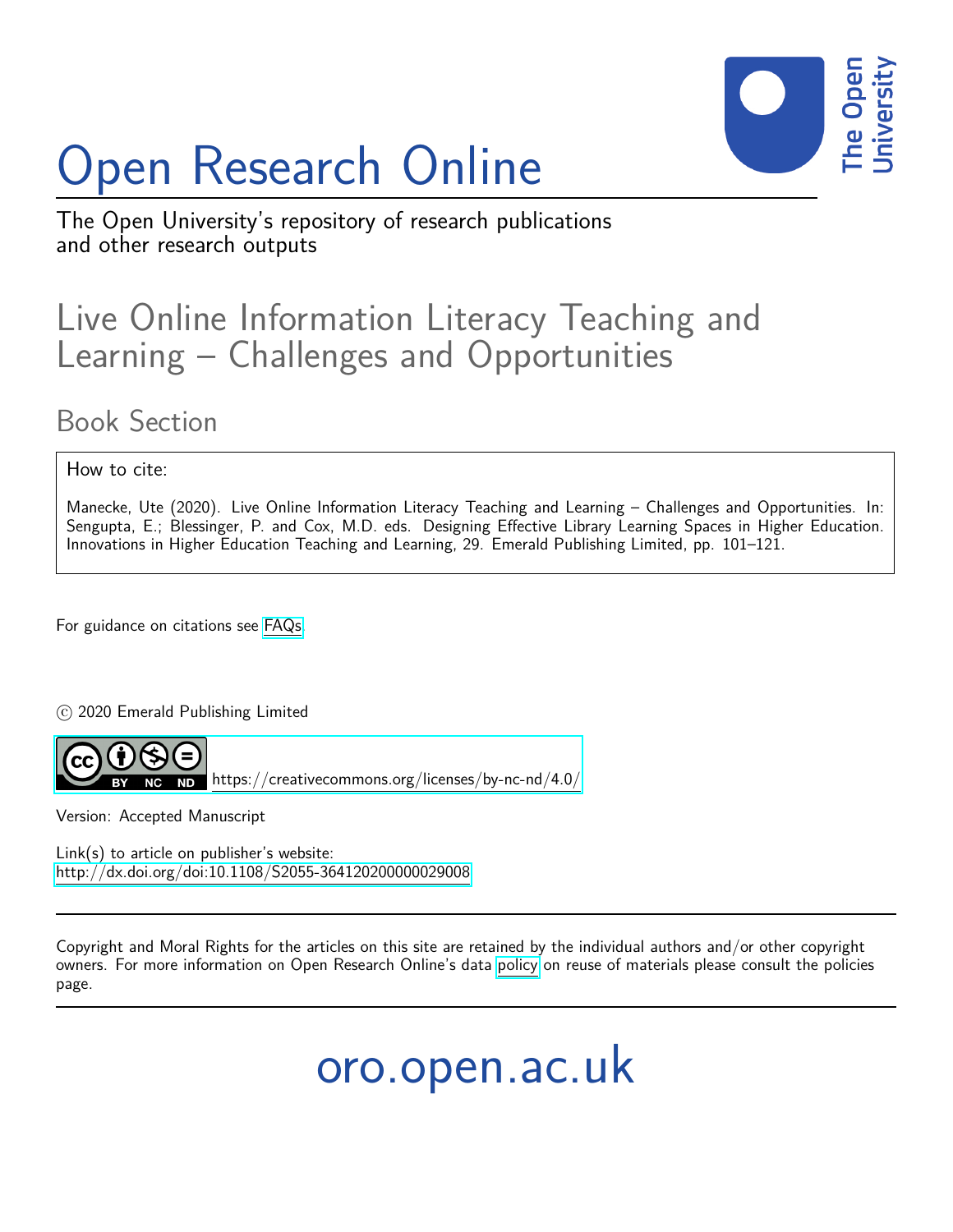# Open Research Online

The Open University's repository of research publications and other research outputs

## Live Online Information Literacy Teaching and Learning – Challenges and Opportunities

### Book Section

How to cite:

Manecke, Ute (2020). Live Online Information Literacy Teaching and Learning – Challenges and Opportunities. In: Sengupta, E.; Blessinger, P. and Cox, M.D. eds. Designing Effective Library Learning Spaces in Higher Education. Innovations in Higher Education Teaching and Learning, 29. Emerald Publishing Limited, pp. 101–121.

For guidance on citations see FAQs.

© 2020 Emerald Publishing Limited

https://creativecommons.org/licenses/by-nc-nd/4.0/

Version: Accepted Manuscript

Link(s) to article on publisher's website:
http://dx.doi.org/doi:10.1108/S2055-364120200000029008

Copyright and Moral Rights for the articles on this site are retained by the individual authors and/or other copyright owners. For more information on Open Research Online's data policy on reuse of materials please consult the policies page.

oro.open.ac.uk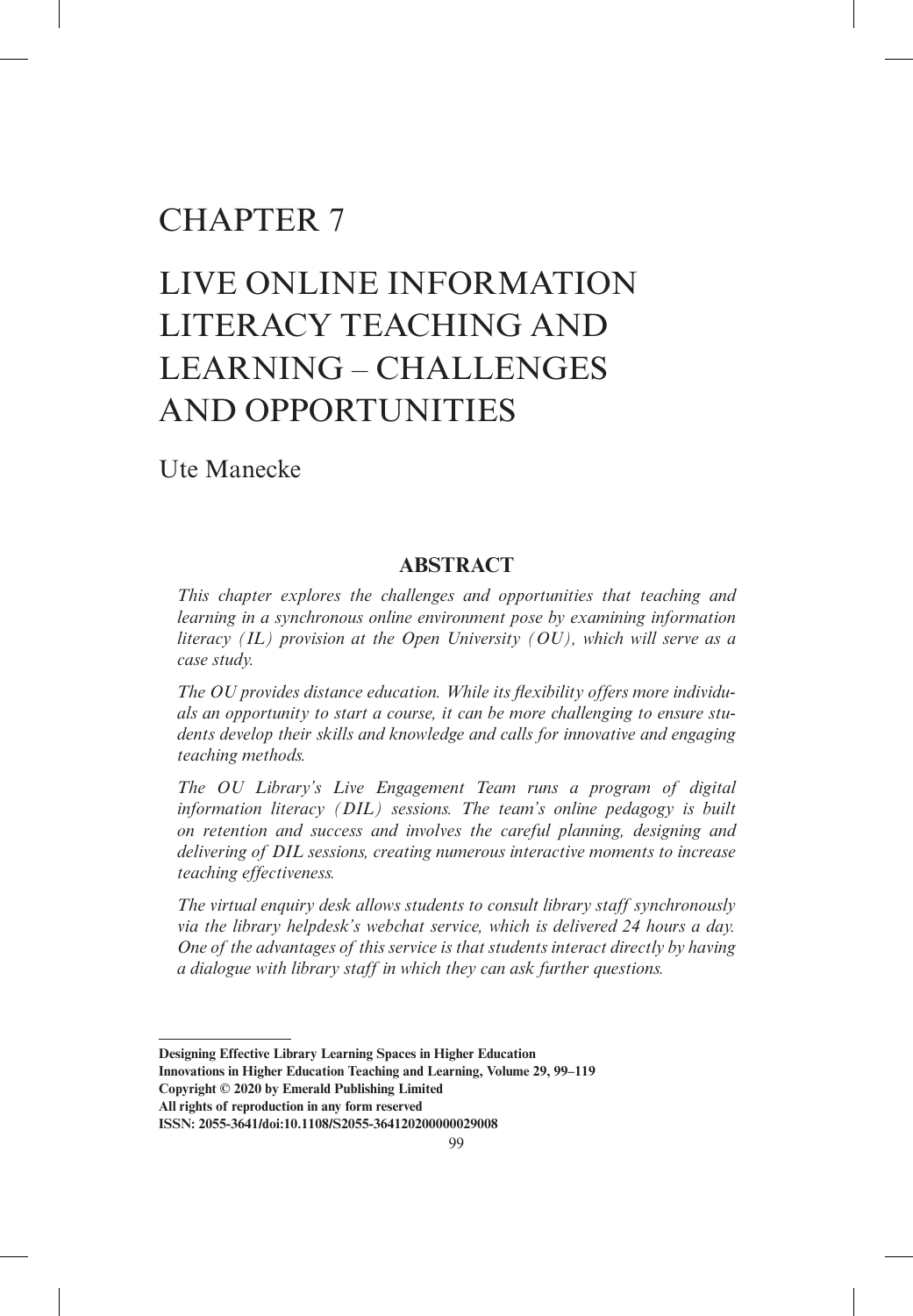# CHAPTER 7

# LIVE ONLINE INFORMATION LITERACY TEACHING AND LEARNING – CHALLENGES AND OPPORTUNITIES

Ute Manecke

## ABSTRACT

*This chapter explores the challenges and opportunities that teaching and learning in a synchronous online environment pose by examining information literacy (IL) provision at the Open University (OU), which will serve as a case study.*

*The OU provides distance education. While its flexibility offers more individuals an opportunity to start a course, it can be more challenging to ensure students develop their skills and knowledge and calls for innovative and engaging teaching methods.*

*The OU Library's Live Engagement Team runs a program of digital information literacy (DIL) sessions. The team's online pedagogy is built on retention and success and involves the careful planning, designing and delivering of DIL sessions, creating numerous interactive moments to increase teaching effectiveness.*

*The virtual enquiry desk allows students to consult library staff synchronously via the library helpdesk's webchat service, which is delivered 24 hours a day. One of the advantages of this service is that students interact directly by having a dialogue with library staff in which they can ask further questions.*

---

**Designing Effective Library Learning Spaces in Higher Education**
**Innovations in Higher Education Teaching and Learning, Volume 29, 99–119**
**Copyright © 2020 by Emerald Publishing Limited**
**All rights of reproduction in any form reserved**
**ISSN: 2055-3641/doi:10.1108/S2055-364120200000029008**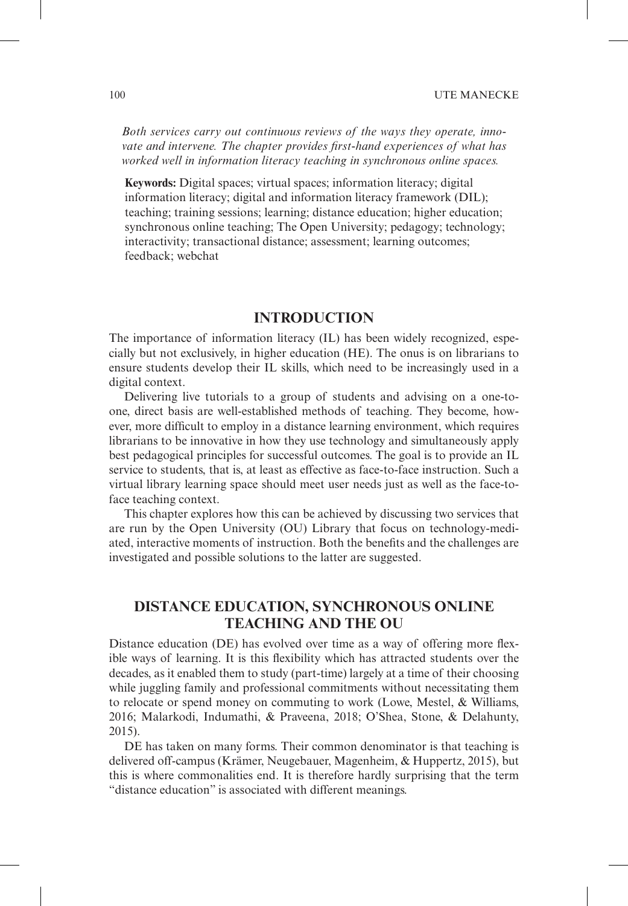*Both services carry out continuous reviews of the ways they operate, innovate and intervene. The chapter provides first-hand experiences of what has worked well in information literacy teaching in synchronous online spaces.*

**Keywords:** Digital spaces; virtual spaces; information literacy; digital information literacy; digital and information literacy framework (DIL); teaching; training sessions; learning; distance education; higher education; synchronous online teaching; The Open University; pedagogy; technology; interactivity; transactional distance; assessment; learning outcomes; feedback; webchat

## INTRODUCTION

The importance of information literacy (IL) has been widely recognized, especially but not exclusively, in higher education (HE). The onus is on librarians to ensure students develop their IL skills, which need to be increasingly used in a digital context.

Delivering live tutorials to a group of students and advising on a one-to-one, direct basis are well-established methods of teaching. They become, however, more difficult to employ in a distance learning environment, which requires librarians to be innovative in how they use technology and simultaneously apply best pedagogical principles for successful outcomes. The goal is to provide an IL service to students, that is, at least as effective as face-to-face instruction. Such a virtual library learning space should meet user needs just as well as the face-to-face teaching context.

This chapter explores how this can be achieved by discussing two services that are run by the Open University (OU) Library that focus on technology-mediated, interactive moments of instruction. Both the benefits and the challenges are investigated and possible solutions to the latter are suggested.

## DISTANCE EDUCATION, SYNCHRONOUS ONLINE TEACHING AND THE OU

Distance education (DE) has evolved over time as a way of offering more flexible ways of learning. It is this flexibility which has attracted students over the decades, as it enabled them to study (part-time) largely at a time of their choosing while juggling family and professional commitments without necessitating them to relocate or spend money on commuting to work (Lowe, Mestel, & Williams, 2016; Malarkodi, Indumathi, & Praveena, 2018; O'Shea, Stone, & Delahunty, 2015).

DE has taken on many forms. Their common denominator is that teaching is delivered off-campus (Krämer, Neugebauer, Magenheim, & Huppertz, 2015), but this is where commonalities end. It is therefore hardly surprising that the term "distance education" is associated with different meanings.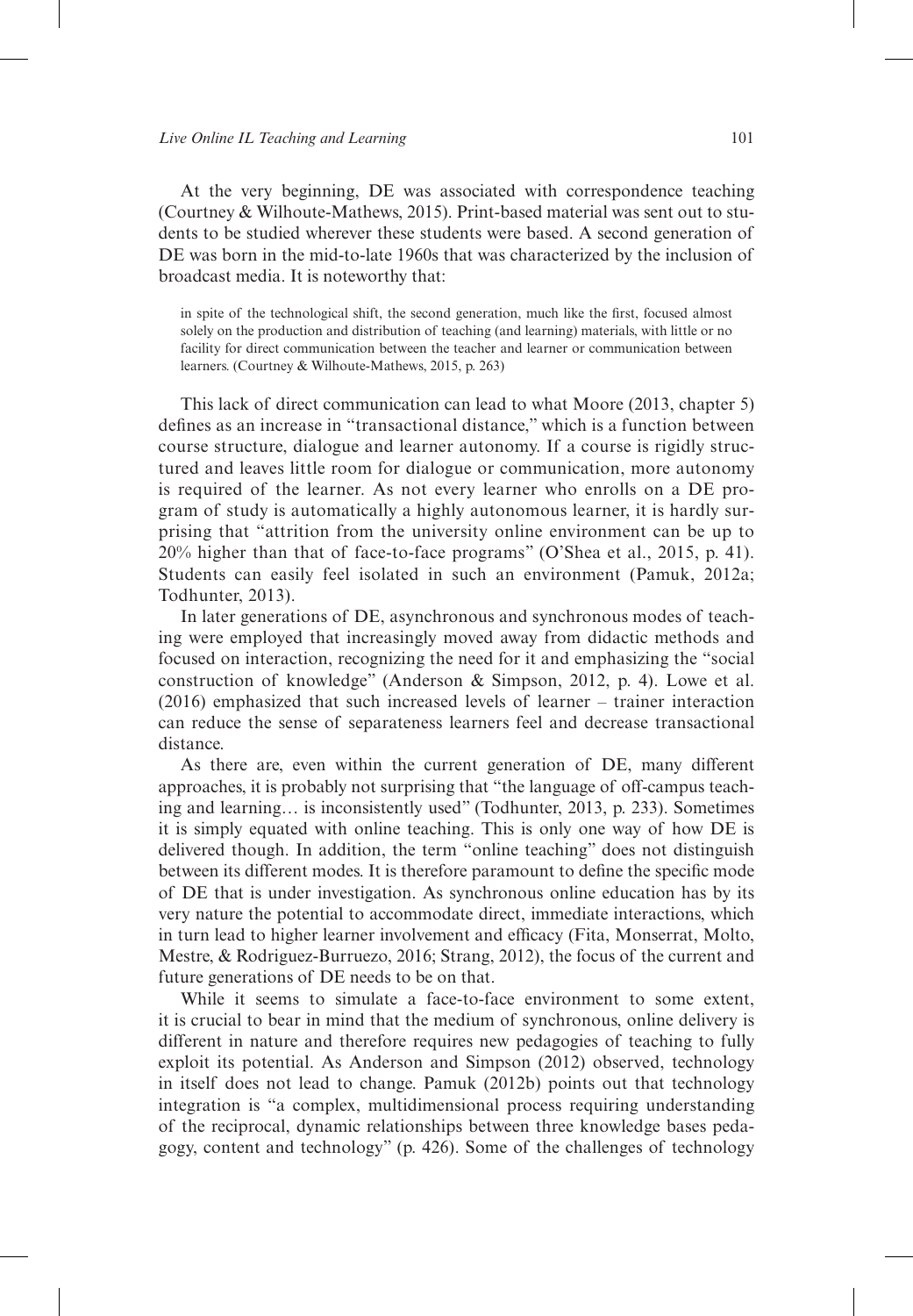At the very beginning, DE was associated with correspondence teaching (Courtney & Wilhoute-Mathews, 2015). Print-based material was sent out to students to be studied wherever these students were based. A second generation of DE was born in the mid-to-late 1960s that was characterized by the inclusion of broadcast media. It is noteworthy that:

> in spite of the technological shift, the second generation, much like the first, focused almost solely on the production and distribution of teaching (and learning) materials, with little or no facility for direct communication between the teacher and learner or communication between learners. (Courtney & Wilhoute-Mathews, 2015, p. 263)

This lack of direct communication can lead to what Moore (2013, chapter 5) defines as an increase in "transactional distance," which is a function between course structure, dialogue and learner autonomy. If a course is rigidly structured and leaves little room for dialogue or communication, more autonomy is required of the learner. As not every learner who enrolls on a DE program of study is automatically a highly autonomous learner, it is hardly surprising that "attrition from the university online environment can be up to 20% higher than that of face-to-face programs" (O'Shea et al., 2015, p. 41). Students can easily feel isolated in such an environment (Pamuk, 2012a; Todhunter, 2013).

In later generations of DE, asynchronous and synchronous modes of teaching were employed that increasingly moved away from didactic methods and focused on interaction, recognizing the need for it and emphasizing the "social construction of knowledge" (Anderson & Simpson, 2012, p. 4). Lowe et al. (2016) emphasized that such increased levels of learner – trainer interaction can reduce the sense of separateness learners feel and decrease transactional distance.

As there are, even within the current generation of DE, many different approaches, it is probably not surprising that "the language of off-campus teaching and learning… is inconsistently used" (Todhunter, 2013, p. 233). Sometimes it is simply equated with online teaching. This is only one way of how DE is delivered though. In addition, the term "online teaching" does not distinguish between its different modes. It is therefore paramount to define the specific mode of DE that is under investigation. As synchronous online education has by its very nature the potential to accommodate direct, immediate interactions, which in turn lead to higher learner involvement and efficacy (Fita, Monserrat, Molto, Mestre, & Rodriguez-Burruezo, 2016; Strang, 2012), the focus of the current and future generations of DE needs to be on that.

While it seems to simulate a face-to-face environment to some extent, it is crucial to bear in mind that the medium of synchronous, online delivery is different in nature and therefore requires new pedagogies of teaching to fully exploit its potential. As Anderson and Simpson (2012) observed, technology in itself does not lead to change. Pamuk (2012b) points out that technology integration is "a complex, multidimensional process requiring understanding of the reciprocal, dynamic relationships between three knowledge bases pedagogy, content and technology" (p. 426). Some of the challenges of technology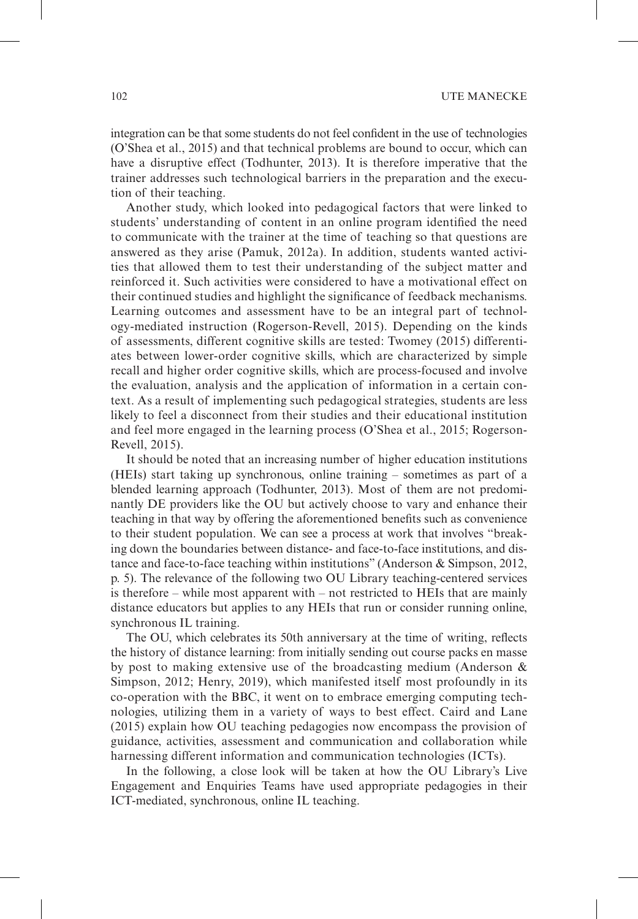integration can be that some students do not feel confident in the use of technologies (O'Shea et al., 2015) and that technical problems are bound to occur, which can have a disruptive effect (Todhunter, 2013). It is therefore imperative that the trainer addresses such technological barriers in the preparation and the execution of their teaching.

Another study, which looked into pedagogical factors that were linked to students' understanding of content in an online program identified the need to communicate with the trainer at the time of teaching so that questions are answered as they arise (Pamuk, 2012a). In addition, students wanted activities that allowed them to test their understanding of the subject matter and reinforced it. Such activities were considered to have a motivational effect on their continued studies and highlight the significance of feedback mechanisms. Learning outcomes and assessment have to be an integral part of technology-mediated instruction (Rogerson-Revell, 2015). Depending on the kinds of assessments, different cognitive skills are tested: Twomey (2015) differentiates between lower-order cognitive skills, which are characterized by simple recall and higher order cognitive skills, which are process-focused and involve the evaluation, analysis and the application of information in a certain context. As a result of implementing such pedagogical strategies, students are less likely to feel a disconnect from their studies and their educational institution and feel more engaged in the learning process (O'Shea et al., 2015; Rogerson-Revell, 2015).

It should be noted that an increasing number of higher education institutions (HEIs) start taking up synchronous, online training – sometimes as part of a blended learning approach (Todhunter, 2013). Most of them are not predominantly DE providers like the OU but actively choose to vary and enhance their teaching in that way by offering the aforementioned benefits such as convenience to their student population. We can see a process at work that involves "breaking down the boundaries between distance- and face-to-face institutions, and distance and face-to-face teaching within institutions" (Anderson & Simpson, 2012, p. 5). The relevance of the following two OU Library teaching-centered services is therefore – while most apparent with – not restricted to HEIs that are mainly distance educators but applies to any HEIs that run or consider running online, synchronous IL training.

The OU, which celebrates its 50th anniversary at the time of writing, reflects the history of distance learning: from initially sending out course packs en masse by post to making extensive use of the broadcasting medium (Anderson & Simpson, 2012; Henry, 2019), which manifested itself most profoundly in its co-operation with the BBC, it went on to embrace emerging computing technologies, utilizing them in a variety of ways to best effect. Caird and Lane (2015) explain how OU teaching pedagogies now encompass the provision of guidance, activities, assessment and communication and collaboration while harnessing different information and communication technologies (ICTs).

In the following, a close look will be taken at how the OU Library's Live Engagement and Enquiries Teams have used appropriate pedagogies in their ICT-mediated, synchronous, online IL teaching.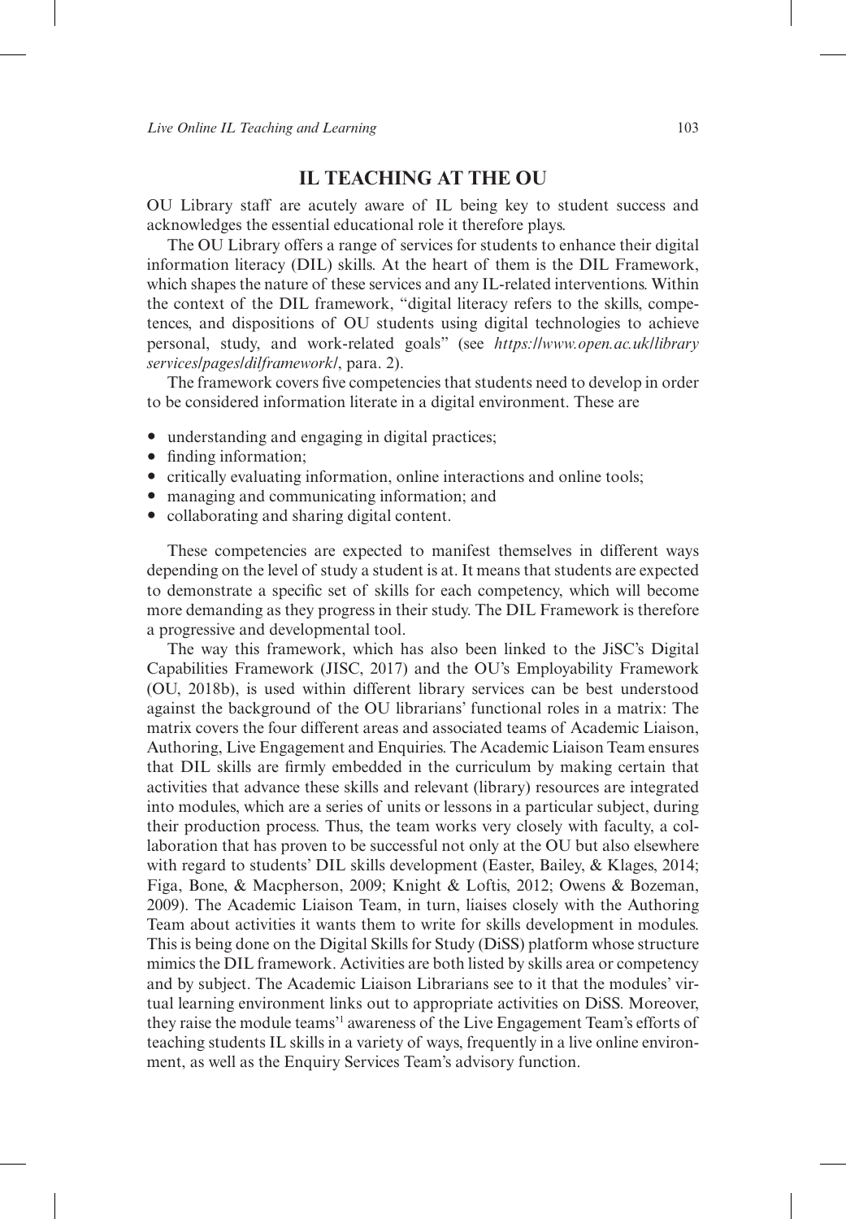## IL TEACHING AT THE OU

OU Library staff are acutely aware of IL being key to student success and acknowledges the essential educational role it therefore plays.

The OU Library offers a range of services for students to enhance their digital information literacy (DIL) skills. At the heart of them is the DIL Framework, which shapes the nature of these services and any IL-related interventions. Within the context of the DIL framework, "digital literacy refers to the skills, competences, and dispositions of OU students using digital technologies to achieve personal, study, and work-related goals" (see *https://www.open.ac.uk/library services/pages/dilframework/*, para. 2).

The framework covers five competencies that students need to develop in order to be considered information literate in a digital environment. These are

- understanding and engaging in digital practices;
- finding information;
- critically evaluating information, online interactions and online tools;
- managing and communicating information; and
- collaborating and sharing digital content.

These competencies are expected to manifest themselves in different ways depending on the level of study a student is at. It means that students are expected to demonstrate a specific set of skills for each competency, which will become more demanding as they progress in their study. The DIL Framework is therefore a progressive and developmental tool.

The way this framework, which has also been linked to the JiSC's Digital Capabilities Framework (JISC, 2017) and the OU's Employability Framework (OU, 2018b), is used within different library services can be best understood against the background of the OU librarians' functional roles in a matrix: The matrix covers the four different areas and associated teams of Academic Liaison, Authoring, Live Engagement and Enquiries. The Academic Liaison Team ensures that DIL skills are firmly embedded in the curriculum by making certain that activities that advance these skills and relevant (library) resources are integrated into modules, which are a series of units or lessons in a particular subject, during their production process. Thus, the team works very closely with faculty, a collaboration that has proven to be successful not only at the OU but also elsewhere with regard to students' DIL skills development (Easter, Bailey, & Klages, 2014; Figa, Bone, & Macpherson, 2009; Knight & Loftis, 2012; Owens & Bozeman, 2009). The Academic Liaison Team, in turn, liaises closely with the Authoring Team about activities it wants them to write for skills development in modules. This is being done on the Digital Skills for Study (DiSS) platform whose structure mimics the DIL framework. Activities are both listed by skills area or competency and by subject. The Academic Liaison Librarians see to it that the modules' virtual learning environment links out to appropriate activities on DiSS. Moreover, they raise the module teams'[1] awareness of the Live Engagement Team's efforts of teaching students IL skills in a variety of ways, frequently in a live online environment, as well as the Enquiry Services Team's advisory function.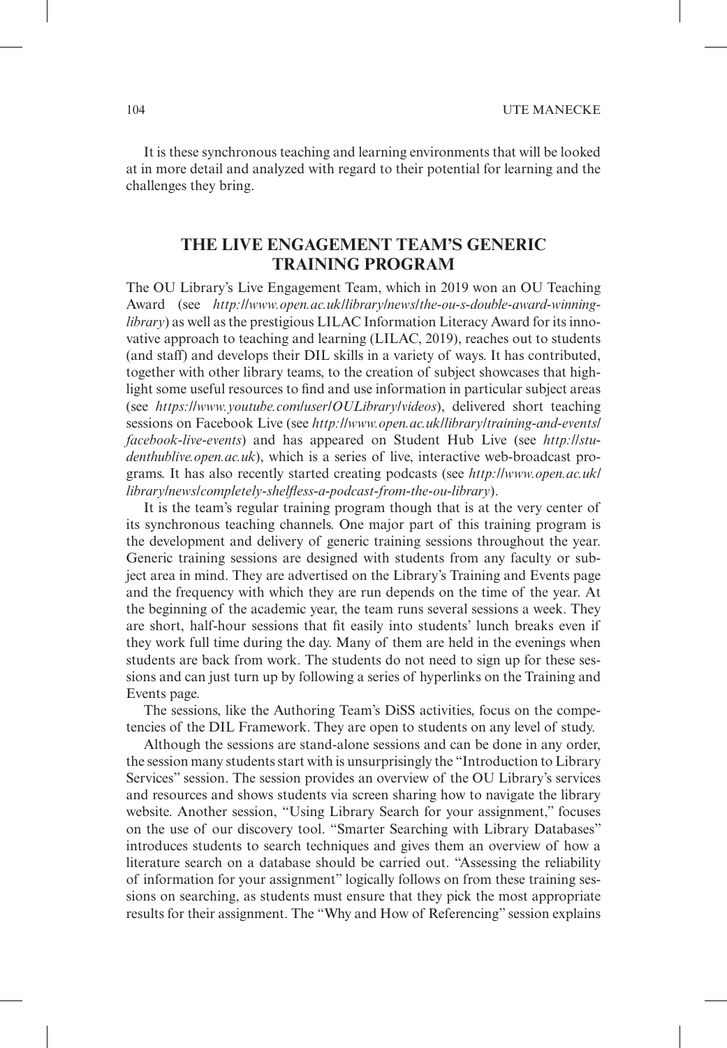It is these synchronous teaching and learning environments that will be looked at in more detail and analyzed with regard to their potential for learning and the challenges they bring.

## THE LIVE ENGAGEMENT TEAM'S GENERIC TRAINING PROGRAM

The OU Library's Live Engagement Team, which in 2019 won an OU Teaching Award (see *http://www.open.ac.uk/library/news/the-ou-s-double-award-winning-library*) as well as the prestigious LILAC Information Literacy Award for its innovative approach to teaching and learning (LILAC, 2019), reaches out to students (and staff) and develops their DIL skills in a variety of ways. It has contributed, together with other library teams, to the creation of subject showcases that highlight some useful resources to find and use information in particular subject areas (see *https://www.youtube.com/user/OULibrary/videos*), delivered short teaching sessions on Facebook Live (see *http://www.open.ac.uk/library/training-and-events/facebook-live-events*) and has appeared on Student Hub Live (see *http://studenthublive.open.ac.uk*), which is a series of live, interactive web-broadcast programs. It has also recently started creating podcasts (see *http://www.open.ac.uk/library/news/completely-shelfless-a-podcast-from-the-ou-library*).

It is the team's regular training program though that is at the very center of its synchronous teaching channels. One major part of this training program is the development and delivery of generic training sessions throughout the year. Generic training sessions are designed with students from any faculty or subject area in mind. They are advertised on the Library's Training and Events page and the frequency with which they are run depends on the time of the year. At the beginning of the academic year, the team runs several sessions a week. They are short, half-hour sessions that fit easily into students' lunch breaks even if they work full time during the day. Many of them are held in the evenings when students are back from work. The students do not need to sign up for these sessions and can just turn up by following a series of hyperlinks on the Training and Events page.

The sessions, like the Authoring Team's DiSS activities, focus on the competencies of the DIL Framework. They are open to students on any level of study.

Although the sessions are stand-alone sessions and can be done in any order, the session many students start with is unsurprisingly the "Introduction to Library Services" session. The session provides an overview of the OU Library's services and resources and shows students via screen sharing how to navigate the library website. Another session, "Using Library Search for your assignment," focuses on the use of our discovery tool. "Smarter Searching with Library Databases" introduces students to search techniques and gives them an overview of how a literature search on a database should be carried out. "Assessing the reliability of information for your assignment" logically follows on from these training sessions on searching, as students must ensure that they pick the most appropriate results for their assignment. The "Why and How of Referencing" session explains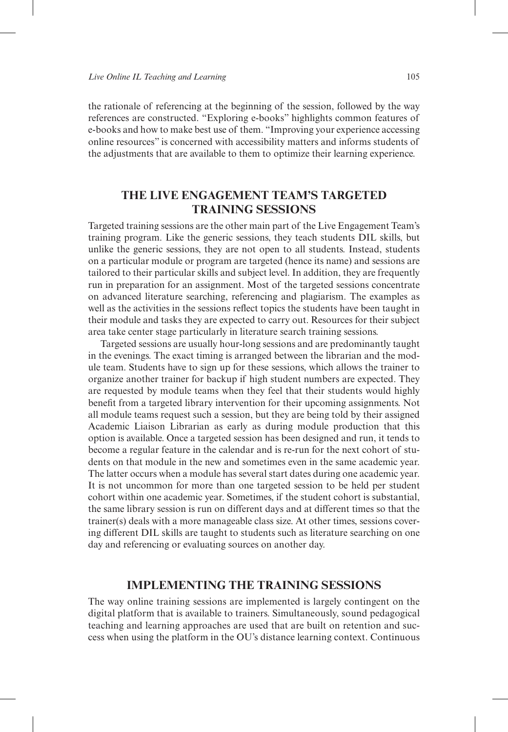the rationale of referencing at the beginning of the session, followed by the way references are constructed. "Exploring e-books" highlights common features of e-books and how to make best use of them. "Improving your experience accessing online resources" is concerned with accessibility matters and informs students of the adjustments that are available to them to optimize their learning experience.

## THE LIVE ENGAGEMENT TEAM'S TARGETED TRAINING SESSIONS

Targeted training sessions are the other main part of the Live Engagement Team's training program. Like the generic sessions, they teach students DIL skills, but unlike the generic sessions, they are not open to all students. Instead, students on a particular module or program are targeted (hence its name) and sessions are tailored to their particular skills and subject level. In addition, they are frequently run in preparation for an assignment. Most of the targeted sessions concentrate on advanced literature searching, referencing and plagiarism. The examples as well as the activities in the sessions reflect topics the students have been taught in their module and tasks they are expected to carry out. Resources for their subject area take center stage particularly in literature search training sessions.

Targeted sessions are usually hour-long sessions and are predominantly taught in the evenings. The exact timing is arranged between the librarian and the module team. Students have to sign up for these sessions, which allows the trainer to organize another trainer for backup if high student numbers are expected. They are requested by module teams when they feel that their students would highly benefit from a targeted library intervention for their upcoming assignments. Not all module teams request such a session, but they are being told by their assigned Academic Liaison Librarian as early as during module production that this option is available. Once a targeted session has been designed and run, it tends to become a regular feature in the calendar and is re-run for the next cohort of students on that module in the new and sometimes even in the same academic year. The latter occurs when a module has several start dates during one academic year. It is not uncommon for more than one targeted session to be held per student cohort within one academic year. Sometimes, if the student cohort is substantial, the same library session is run on different days and at different times so that the trainer(s) deals with a more manageable class size. At other times, sessions covering different DIL skills are taught to students such as literature searching on one day and referencing or evaluating sources on another day.

## IMPLEMENTING THE TRAINING SESSIONS

The way online training sessions are implemented is largely contingent on the digital platform that is available to trainers. Simultaneously, sound pedagogical teaching and learning approaches are used that are built on retention and success when using the platform in the OU's distance learning context. Continuous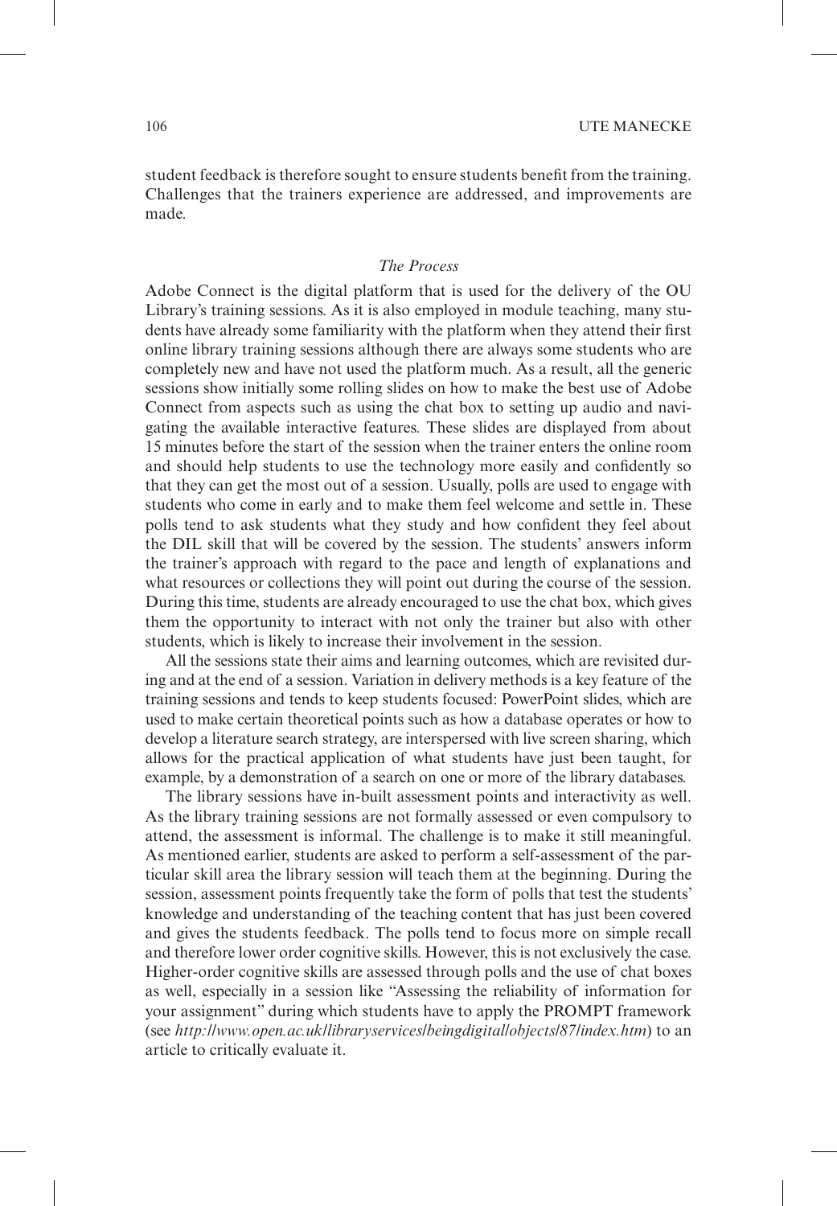student feedback is therefore sought to ensure students benefit from the training. Challenges that the trainers experience are addressed, and improvements are made.

### *The Process*

Adobe Connect is the digital platform that is used for the delivery of the OU Library's training sessions. As it is also employed in module teaching, many students have already some familiarity with the platform when they attend their first online library training sessions although there are always some students who are completely new and have not used the platform much. As a result, all the generic sessions show initially some rolling slides on how to make the best use of Adobe Connect from aspects such as using the chat box to setting up audio and navigating the available interactive features. These slides are displayed from about 15 minutes before the start of the session when the trainer enters the online room and should help students to use the technology more easily and confidently so that they can get the most out of a session. Usually, polls are used to engage with students who come in early and to make them feel welcome and settle in. These polls tend to ask students what they study and how confident they feel about the DIL skill that will be covered by the session. The students' answers inform the trainer's approach with regard to the pace and length of explanations and what resources or collections they will point out during the course of the session. During this time, students are already encouraged to use the chat box, which gives them the opportunity to interact with not only the trainer but also with other students, which is likely to increase their involvement in the session.

All the sessions state their aims and learning outcomes, which are revisited during and at the end of a session. Variation in delivery methods is a key feature of the training sessions and tends to keep students focused: PowerPoint slides, which are used to make certain theoretical points such as how a database operates or how to develop a literature search strategy, are interspersed with live screen sharing, which allows for the practical application of what students have just been taught, for example, by a demonstration of a search on one or more of the library databases.

The library sessions have in-built assessment points and interactivity as well. As the library training sessions are not formally assessed or even compulsory to attend, the assessment is informal. The challenge is to make it still meaningful. As mentioned earlier, students are asked to perform a self-assessment of the particular skill area the library session will teach them at the beginning. During the session, assessment points frequently take the form of polls that test the students' knowledge and understanding of the teaching content that has just been covered and gives the students feedback. The polls tend to focus more on simple recall and therefore lower order cognitive skills. However, this is not exclusively the case. Higher-order cognitive skills are assessed through polls and the use of chat boxes as well, especially in a session like "Assessing the reliability of information for your assignment" during which students have to apply the PROMPT framework (see *http://www.open.ac.uk/libraryservices/beingdigital/objects/87/index.htm*) to an article to critically evaluate it.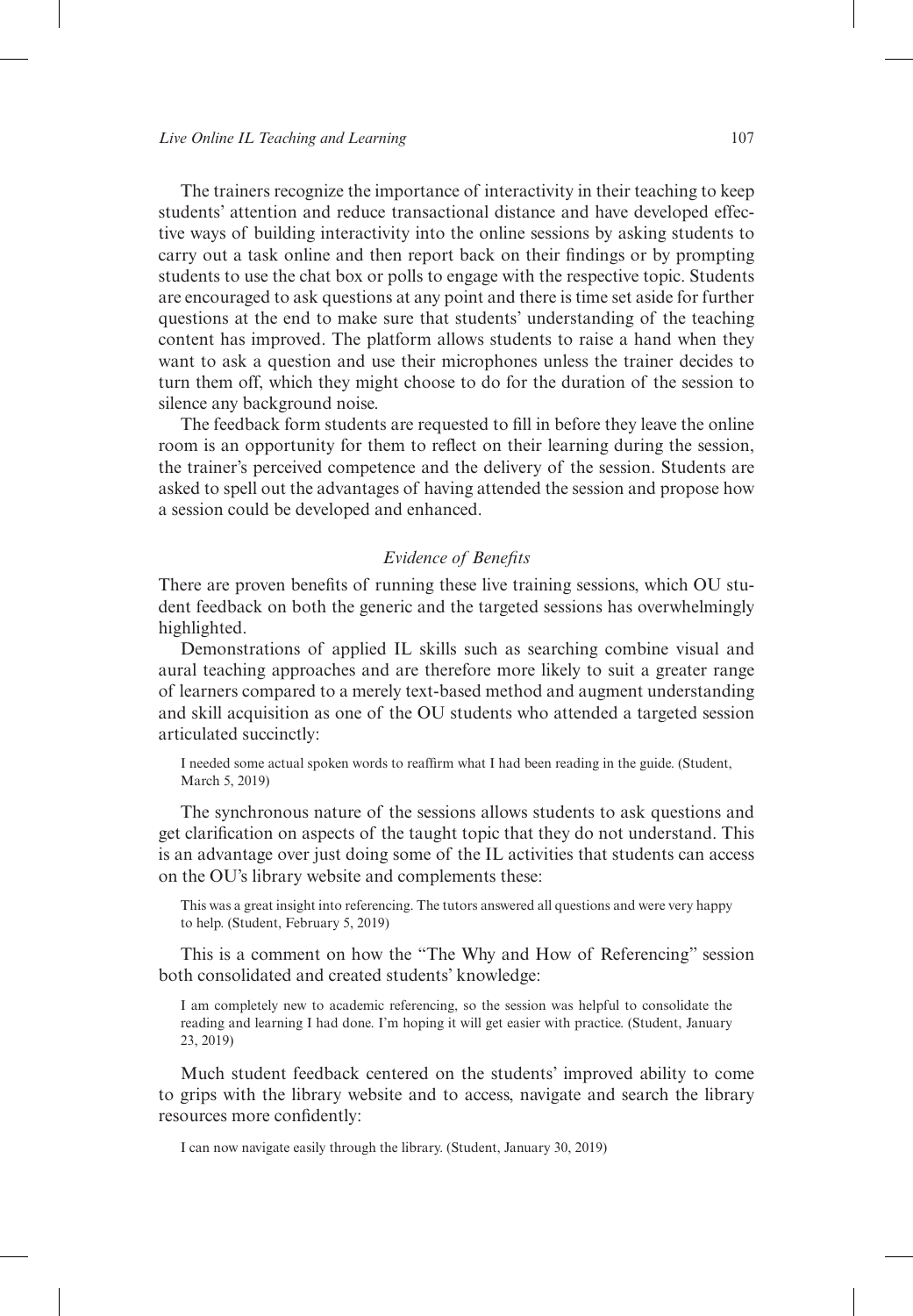The trainers recognize the importance of interactivity in their teaching to keep students' attention and reduce transactional distance and have developed effective ways of building interactivity into the online sessions by asking students to carry out a task online and then report back on their findings or by prompting students to use the chat box or polls to engage with the respective topic. Students are encouraged to ask questions at any point and there is time set aside for further questions at the end to make sure that students' understanding of the teaching content has improved. The platform allows students to raise a hand when they want to ask a question and use their microphones unless the trainer decides to turn them off, which they might choose to do for the duration of the session to silence any background noise.

The feedback form students are requested to fill in before they leave the online room is an opportunity for them to reflect on their learning during the session, the trainer's perceived competence and the delivery of the session. Students are asked to spell out the advantages of having attended the session and propose how a session could be developed and enhanced.

### *Evidence of Benefits*

There are proven benefits of running these live training sessions, which OU student feedback on both the generic and the targeted sessions has overwhelmingly highlighted.

Demonstrations of applied IL skills such as searching combine visual and aural teaching approaches and are therefore more likely to suit a greater range of learners compared to a merely text-based method and augment understanding and skill acquisition as one of the OU students who attended a targeted session articulated succinctly:

> I needed some actual spoken words to reaffirm what I had been reading in the guide. (Student, March 5, 2019)

The synchronous nature of the sessions allows students to ask questions and get clarification on aspects of the taught topic that they do not understand. This is an advantage over just doing some of the IL activities that students can access on the OU's library website and complements these:

> This was a great insight into referencing. The tutors answered all questions and were very happy to help. (Student, February 5, 2019)

This is a comment on how the "The Why and How of Referencing" session both consolidated and created students' knowledge:

> I am completely new to academic referencing, so the session was helpful to consolidate the reading and learning I had done. I'm hoping it will get easier with practice. (Student, January 23, 2019)

Much student feedback centered on the students' improved ability to come to grips with the library website and to access, navigate and search the library resources more confidently:

> I can now navigate easily through the library. (Student, January 30, 2019)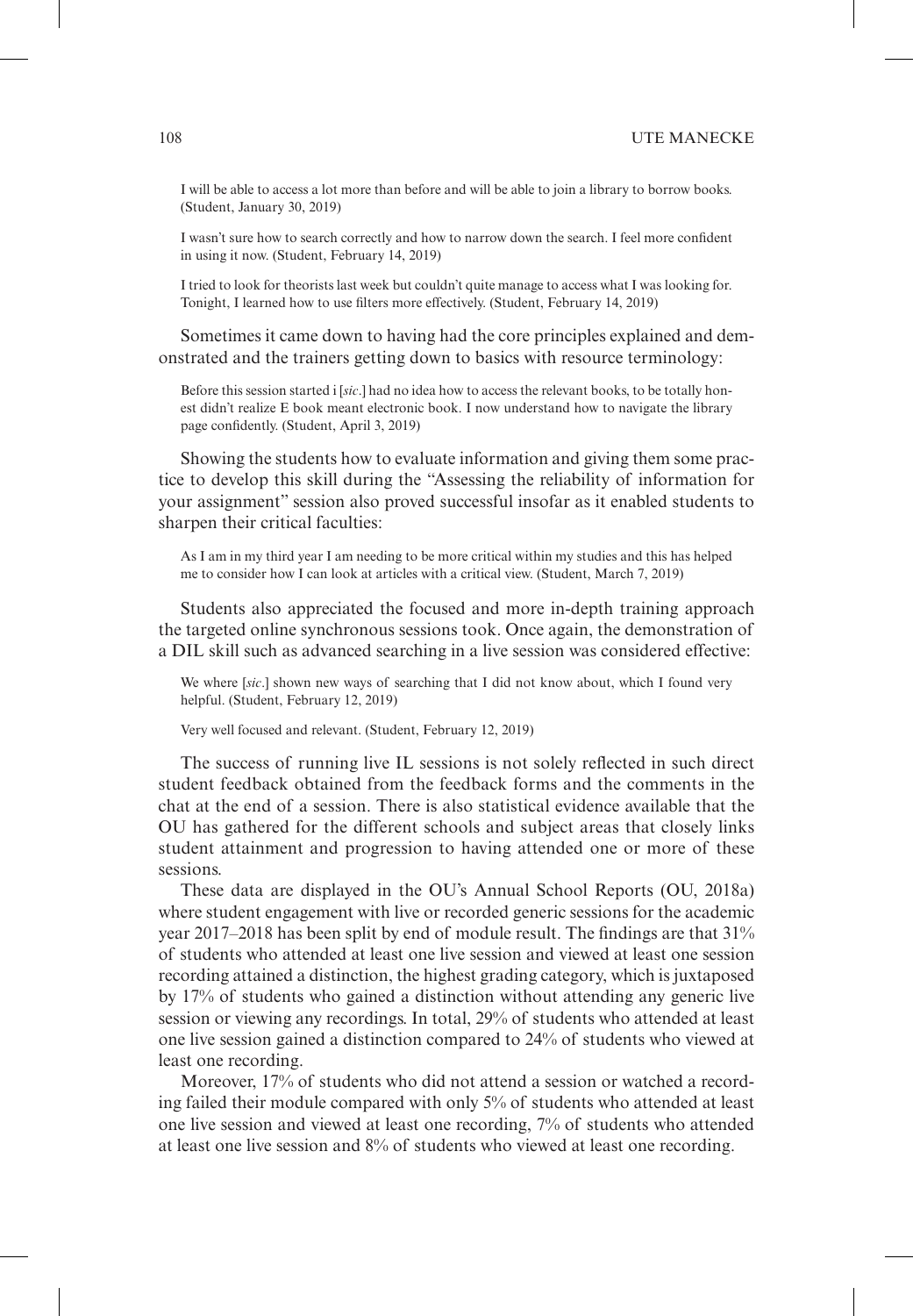> I will be able to access a lot more than before and will be able to join a library to borrow books. (Student, January 30, 2019)

> I wasn't sure how to search correctly and how to narrow down the search. I feel more confident in using it now. (Student, February 14, 2019)

> I tried to look for theorists last week but couldn't quite manage to access what I was looking for. Tonight, I learned how to use filters more effectively. (Student, February 14, 2019)

Sometimes it came down to having had the core principles explained and demonstrated and the trainers getting down to basics with resource terminology:

> Before this session started i [*sic*.] had no idea how to access the relevant books, to be totally honest didn't realize E book meant electronic book. I now understand how to navigate the library page confidently. (Student, April 3, 2019)

Showing the students how to evaluate information and giving them some practice to develop this skill during the "Assessing the reliability of information for your assignment" session also proved successful insofar as it enabled students to sharpen their critical faculties:

> As I am in my third year I am needing to be more critical within my studies and this has helped me to consider how I can look at articles with a critical view. (Student, March 7, 2019)

Students also appreciated the focused and more in-depth training approach the targeted online synchronous sessions took. Once again, the demonstration of a DIL skill such as advanced searching in a live session was considered effective:

> We where [*sic*.] shown new ways of searching that I did not know about, which I found very helpful. (Student, February 12, 2019)

> Very well focused and relevant. (Student, February 12, 2019)

The success of running live IL sessions is not solely reflected in such direct student feedback obtained from the feedback forms and the comments in the chat at the end of a session. There is also statistical evidence available that the OU has gathered for the different schools and subject areas that closely links student attainment and progression to having attended one or more of these sessions.

These data are displayed in the OU's Annual School Reports (OU, 2018a) where student engagement with live or recorded generic sessions for the academic year 2017–2018 has been split by end of module result. The findings are that 31% of students who attended at least one live session and viewed at least one session recording attained a distinction, the highest grading category, which is juxtaposed by 17% of students who gained a distinction without attending any generic live session or viewing any recordings. In total, 29% of students who attended at least one live session gained a distinction compared to 24% of students who viewed at least one recording.

Moreover, 17% of students who did not attend a session or watched a recording failed their module compared with only 5% of students who attended at least one live session and viewed at least one recording, 7% of students who attended at least one live session and 8% of students who viewed at least one recording.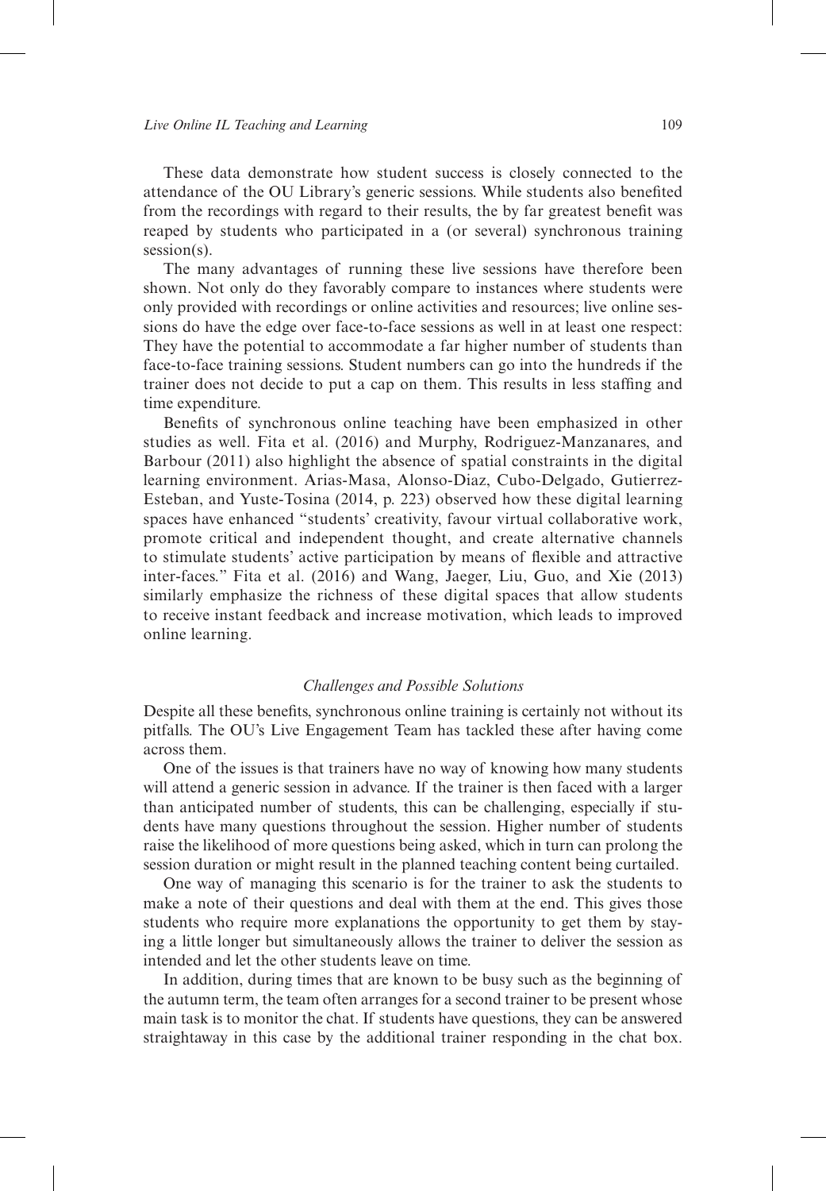These data demonstrate how student success is closely connected to the attendance of the OU Library's generic sessions. While students also benefited from the recordings with regard to their results, the by far greatest benefit was reaped by students who participated in a (or several) synchronous training session(s).

The many advantages of running these live sessions have therefore been shown. Not only do they favorably compare to instances where students were only provided with recordings or online activities and resources; live online sessions do have the edge over face-to-face sessions as well in at least one respect: They have the potential to accommodate a far higher number of students than face-to-face training sessions. Student numbers can go into the hundreds if the trainer does not decide to put a cap on them. This results in less staffing and time expenditure.

Benefits of synchronous online teaching have been emphasized in other studies as well. Fita et al. (2016) and Murphy, Rodriguez-Manzanares, and Barbour (2011) also highlight the absence of spatial constraints in the digital learning environment. Arias-Masa, Alonso-Diaz, Cubo-Delgado, Gutierrez-Esteban, and Yuste-Tosina (2014, p. 223) observed how these digital learning spaces have enhanced "students' creativity, favour virtual collaborative work, promote critical and independent thought, and create alternative channels to stimulate students' active participation by means of flexible and attractive inter-faces." Fita et al. (2016) and Wang, Jaeger, Liu, Guo, and Xie (2013) similarly emphasize the richness of these digital spaces that allow students to receive instant feedback and increase motivation, which leads to improved online learning.

### *Challenges and Possible Solutions*

Despite all these benefits, synchronous online training is certainly not without its pitfalls. The OU's Live Engagement Team has tackled these after having come across them.

One of the issues is that trainers have no way of knowing how many students will attend a generic session in advance. If the trainer is then faced with a larger than anticipated number of students, this can be challenging, especially if students have many questions throughout the session. Higher number of students raise the likelihood of more questions being asked, which in turn can prolong the session duration or might result in the planned teaching content being curtailed.

One way of managing this scenario is for the trainer to ask the students to make a note of their questions and deal with them at the end. This gives those students who require more explanations the opportunity to get them by staying a little longer but simultaneously allows the trainer to deliver the session as intended and let the other students leave on time.

In addition, during times that are known to be busy such as the beginning of the autumn term, the team often arranges for a second trainer to be present whose main task is to monitor the chat. If students have questions, they can be answered straightaway in this case by the additional trainer responding in the chat box.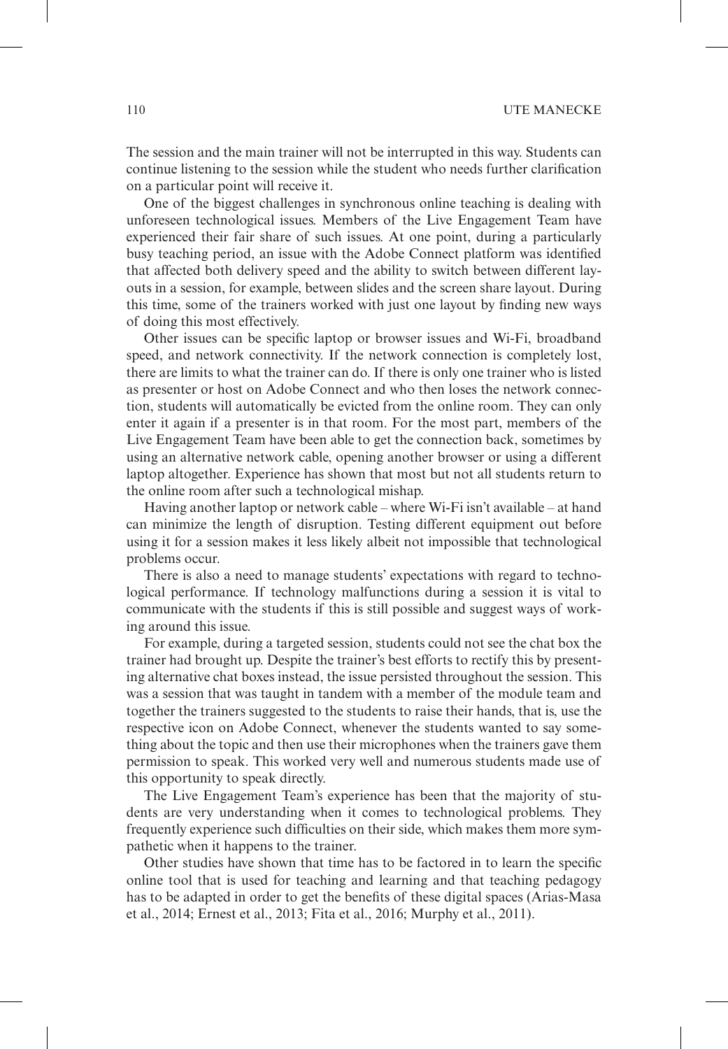The session and the main trainer will not be interrupted in this way. Students can continue listening to the session while the student who needs further clarification on a particular point will receive it.

One of the biggest challenges in synchronous online teaching is dealing with unforeseen technological issues. Members of the Live Engagement Team have experienced their fair share of such issues. At one point, during a particularly busy teaching period, an issue with the Adobe Connect platform was identified that affected both delivery speed and the ability to switch between different layouts in a session, for example, between slides and the screen share layout. During this time, some of the trainers worked with just one layout by finding new ways of doing this most effectively.

Other issues can be specific laptop or browser issues and Wi-Fi, broadband speed, and network connectivity. If the network connection is completely lost, there are limits to what the trainer can do. If there is only one trainer who is listed as presenter or host on Adobe Connect and who then loses the network connection, students will automatically be evicted from the online room. They can only enter it again if a presenter is in that room. For the most part, members of the Live Engagement Team have been able to get the connection back, sometimes by using an alternative network cable, opening another browser or using a different laptop altogether. Experience has shown that most but not all students return to the online room after such a technological mishap.

Having another laptop or network cable – where Wi-Fi isn't available – at hand can minimize the length of disruption. Testing different equipment out before using it for a session makes it less likely albeit not impossible that technological problems occur.

There is also a need to manage students' expectations with regard to technological performance. If technology malfunctions during a session it is vital to communicate with the students if this is still possible and suggest ways of working around this issue.

For example, during a targeted session, students could not see the chat box the trainer had brought up. Despite the trainer's best efforts to rectify this by presenting alternative chat boxes instead, the issue persisted throughout the session. This was a session that was taught in tandem with a member of the module team and together the trainers suggested to the students to raise their hands, that is, use the respective icon on Adobe Connect, whenever the students wanted to say something about the topic and then use their microphones when the trainers gave them permission to speak. This worked very well and numerous students made use of this opportunity to speak directly.

The Live Engagement Team's experience has been that the majority of students are very understanding when it comes to technological problems. They frequently experience such difficulties on their side, which makes them more sympathetic when it happens to the trainer.

Other studies have shown that time has to be factored in to learn the specific online tool that is used for teaching and learning and that teaching pedagogy has to be adapted in order to get the benefits of these digital spaces (Arias-Masa et al., 2014; Ernest et al., 2013; Fita et al., 2016; Murphy et al., 2011).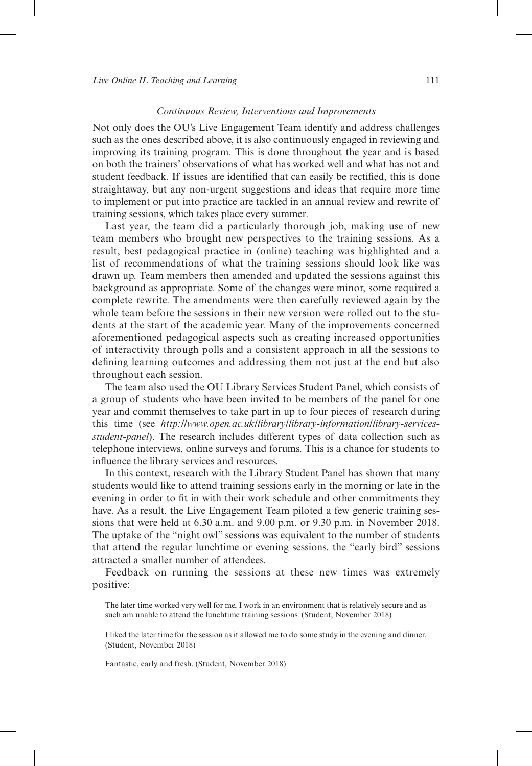### *Continuous Review, Interventions and Improvements*

Not only does the OU's Live Engagement Team identify and address challenges such as the ones described above, it is also continuously engaged in reviewing and improving its training program. This is done throughout the year and is based on both the trainers' observations of what has worked well and what has not and student feedback. If issues are identified that can easily be rectified, this is done straightaway, but any non-urgent suggestions and ideas that require more time to implement or put into practice are tackled in an annual review and rewrite of training sessions, which takes place every summer.

Last year, the team did a particularly thorough job, making use of new team members who brought new perspectives to the training sessions. As a result, best pedagogical practice in (online) teaching was highlighted and a list of recommendations of what the training sessions should look like was drawn up. Team members then amended and updated the sessions against this background as appropriate. Some of the changes were minor, some required a complete rewrite. The amendments were then carefully reviewed again by the whole team before the sessions in their new version were rolled out to the students at the start of the academic year. Many of the improvements concerned aforementioned pedagogical aspects such as creating increased opportunities of interactivity through polls and a consistent approach in all the sessions to defining learning outcomes and addressing them not just at the end but also throughout each session.

The team also used the OU Library Services Student Panel, which consists of a group of students who have been invited to be members of the panel for one year and commit themselves to take part in up to four pieces of research during this time (see *http://www.open.ac.uk/library/library-information/library-services-student-panel*). The research includes different types of data collection such as telephone interviews, online surveys and forums. This is a chance for students to influence the library services and resources.

In this context, research with the Library Student Panel has shown that many students would like to attend training sessions early in the morning or late in the evening in order to fit in with their work schedule and other commitments they have. As a result, the Live Engagement Team piloted a few generic training sessions that were held at 6.30 a.m. and 9.00 p.m. or 9.30 p.m. in November 2018. The uptake of the "night owl" sessions was equivalent to the number of students that attend the regular lunchtime or evening sessions, the "early bird" sessions attracted a smaller number of attendees.

Feedback on running the sessions at these new times was extremely positive:

> The later time worked very well for me, I work in an environment that is relatively secure and as such am unable to attend the lunchtime training sessions. (Student, November 2018)

> I liked the later time for the session as it allowed me to do some study in the evening and dinner. (Student, November 2018)

> Fantastic, early and fresh. (Student, November 2018)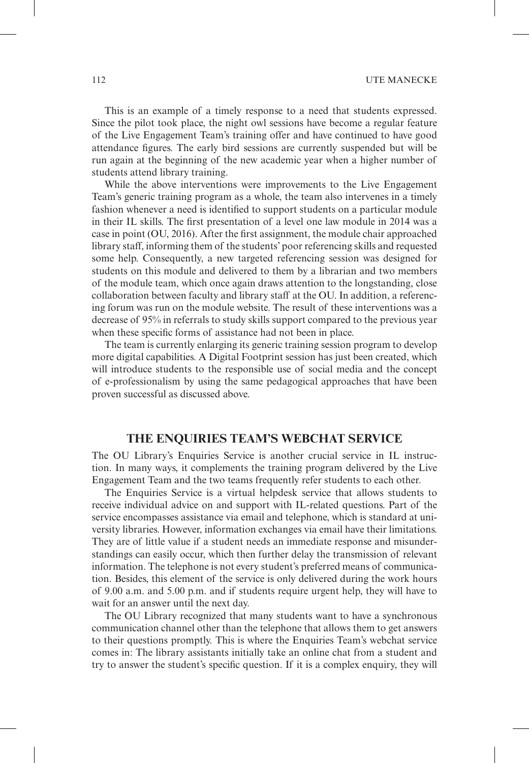This is an example of a timely response to a need that students expressed. Since the pilot took place, the night owl sessions have become a regular feature of the Live Engagement Team's training offer and have continued to have good attendance figures. The early bird sessions are currently suspended but will be run again at the beginning of the new academic year when a higher number of students attend library training.

While the above interventions were improvements to the Live Engagement Team's generic training program as a whole, the team also intervenes in a timely fashion whenever a need is identified to support students on a particular module in their IL skills. The first presentation of a level one law module in 2014 was a case in point (OU, 2016). After the first assignment, the module chair approached library staff, informing them of the students' poor referencing skills and requested some help. Consequently, a new targeted referencing session was designed for students on this module and delivered to them by a librarian and two members of the module team, which once again draws attention to the longstanding, close collaboration between faculty and library staff at the OU. In addition, a referencing forum was run on the module website. The result of these interventions was a decrease of 95% in referrals to study skills support compared to the previous year when these specific forms of assistance had not been in place.

The team is currently enlarging its generic training session program to develop more digital capabilities. A Digital Footprint session has just been created, which will introduce students to the responsible use of social media and the concept of e-professionalism by using the same pedagogical approaches that have been proven successful as discussed above.

## THE ENQUIRIES TEAM'S WEBCHAT SERVICE

The OU Library's Enquiries Service is another crucial service in IL instruction. In many ways, it complements the training program delivered by the Live Engagement Team and the two teams frequently refer students to each other.

The Enquiries Service is a virtual helpdesk service that allows students to receive individual advice on and support with IL-related questions. Part of the service encompasses assistance via email and telephone, which is standard at university libraries. However, information exchanges via email have their limitations. They are of little value if a student needs an immediate response and misunderstandings can easily occur, which then further delay the transmission of relevant information. The telephone is not every student's preferred means of communication. Besides, this element of the service is only delivered during the work hours of 9.00 a.m. and 5.00 p.m. and if students require urgent help, they will have to wait for an answer until the next day.

The OU Library recognized that many students want to have a synchronous communication channel other than the telephone that allows them to get answers to their questions promptly. This is where the Enquiries Team's webchat service comes in: The library assistants initially take an online chat from a student and try to answer the student's specific question. If it is a complex enquiry, they will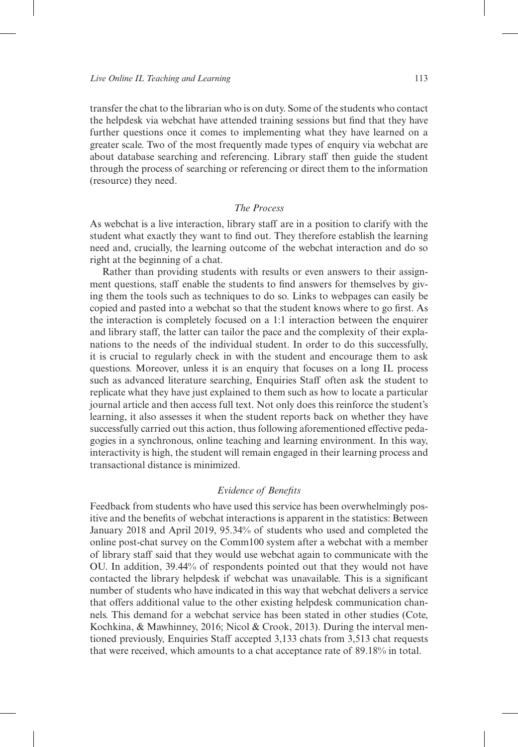transfer the chat to the librarian who is on duty. Some of the students who contact the helpdesk via webchat have attended training sessions but find that they have further questions once it comes to implementing what they have learned on a greater scale. Two of the most frequently made types of enquiry via webchat are about database searching and referencing. Library staff then guide the student through the process of searching or referencing or direct them to the information (resource) they need.

### *The Process*

As webchat is a live interaction, library staff are in a position to clarify with the student what exactly they want to find out. They therefore establish the learning need and, crucially, the learning outcome of the webchat interaction and do so right at the beginning of a chat.

Rather than providing students with results or even answers to their assignment questions, staff enable the students to find answers for themselves by giving them the tools such as techniques to do so. Links to webpages can easily be copied and pasted into a webchat so that the student knows where to go first. As the interaction is completely focused on a 1:1 interaction between the enquirer and library staff, the latter can tailor the pace and the complexity of their explanations to the needs of the individual student. In order to do this successfully, it is crucial to regularly check in with the student and encourage them to ask questions. Moreover, unless it is an enquiry that focuses on a long IL process such as advanced literature searching, Enquiries Staff often ask the student to replicate what they have just explained to them such as how to locate a particular journal article and then access full text. Not only does this reinforce the student's learning, it also assesses it when the student reports back on whether they have successfully carried out this action, thus following aforementioned effective pedagogies in a synchronous, online teaching and learning environment. In this way, interactivity is high, the student will remain engaged in their learning process and transactional distance is minimized.

### *Evidence of Benefits*

Feedback from students who have used this service has been overwhelmingly positive and the benefits of webchat interactions is apparent in the statistics: Between January 2018 and April 2019, 95.34% of students who used and completed the online post-chat survey on the Comm100 system after a webchat with a member of library staff said that they would use webchat again to communicate with the OU. In addition, 39.44% of respondents pointed out that they would not have contacted the library helpdesk if webchat was unavailable. This is a significant number of students who have indicated in this way that webchat delivers a service that offers additional value to the other existing helpdesk communication channels. This demand for a webchat service has been stated in other studies (Cote, Kochkina, & Mawhinney, 2016; Nicol & Crook, 2013). During the interval mentioned previously, Enquiries Staff accepted 3,133 chats from 3,513 chat requests that were received, which amounts to a chat acceptance rate of 89.18% in total.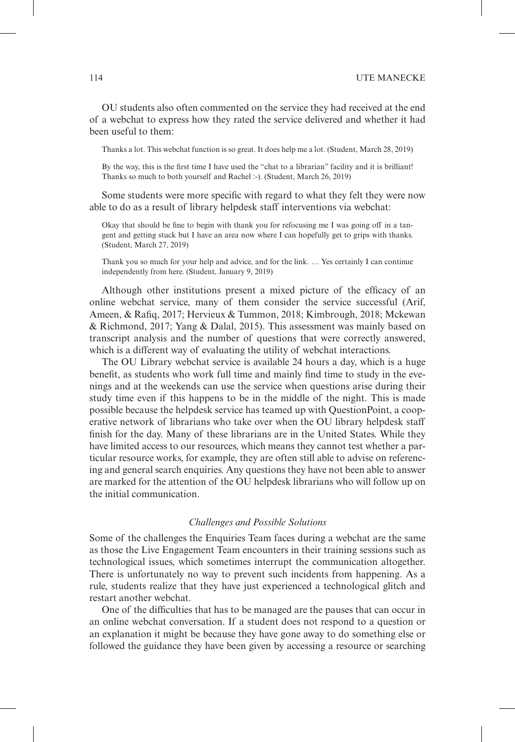OU students also often commented on the service they had received at the end of a webchat to express how they rated the service delivered and whether it had been useful to them:

> Thanks a lot. This webchat function is so great. It does help me a lot. (Student, March 28, 2019)

> By the way, this is the first time I have used the "chat to a librarian" facility and it is brilliant! Thanks so much to both yourself and Rachel :-). (Student, March 26, 2019)

Some students were more specific with regard to what they felt they were now able to do as a result of library helpdesk staff interventions via webchat:

> Okay that should be fine to begin with thank you for refocusing me I was going off in a tangent and getting stuck but I have an area now where I can hopefully get to grips with thanks. (Student, March 27, 2019)

> Thank you so much for your help and advice, and for the link. … Yes certainly I can continue independently from here. (Student, January 9, 2019)

Although other institutions present a mixed picture of the efficacy of an online webchat service, many of them consider the service successful (Arif, Ameen, & Rafiq, 2017; Hervieux & Tummon, 2018; Kimbrough, 2018; Mckewan & Richmond, 2017; Yang & Dalal, 2015). This assessment was mainly based on transcript analysis and the number of questions that were correctly answered, which is a different way of evaluating the utility of webchat interactions.

The OU Library webchat service is available 24 hours a day, which is a huge benefit, as students who work full time and mainly find time to study in the evenings and at the weekends can use the service when questions arise during their study time even if this happens to be in the middle of the night. This is made possible because the helpdesk service has teamed up with QuestionPoint, a cooperative network of librarians who take over when the OU library helpdesk staff finish for the day. Many of these librarians are in the United States. While they have limited access to our resources, which means they cannot test whether a particular resource works, for example, they are often still able to advise on referencing and general search enquiries. Any questions they have not been able to answer are marked for the attention of the OU helpdesk librarians who will follow up on the initial communication.

### *Challenges and Possible Solutions*

Some of the challenges the Enquiries Team faces during a webchat are the same as those the Live Engagement Team encounters in their training sessions such as technological issues, which sometimes interrupt the communication altogether. There is unfortunately no way to prevent such incidents from happening. As a rule, students realize that they have just experienced a technological glitch and restart another webchat.

One of the difficulties that has to be managed are the pauses that can occur in an online webchat conversation. If a student does not respond to a question or an explanation it might be because they have gone away to do something else or followed the guidance they have been given by accessing a resource or searching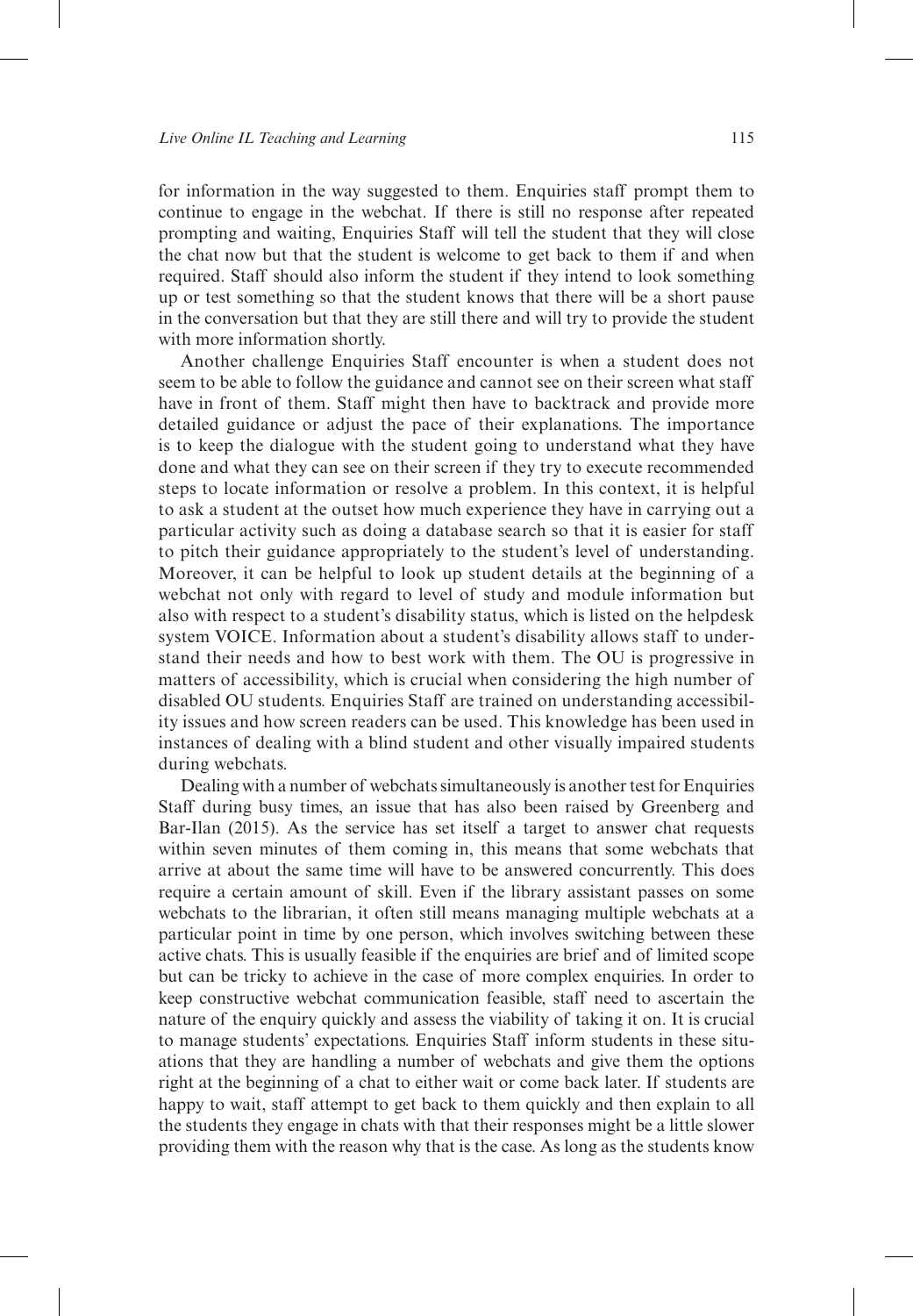for information in the way suggested to them. Enquiries staff prompt them to continue to engage in the webchat. If there is still no response after repeated prompting and waiting, Enquiries Staff will tell the student that they will close the chat now but that the student is welcome to get back to them if and when required. Staff should also inform the student if they intend to look something up or test something so that the student knows that there will be a short pause in the conversation but that they are still there and will try to provide the student with more information shortly.

Another challenge Enquiries Staff encounter is when a student does not seem to be able to follow the guidance and cannot see on their screen what staff have in front of them. Staff might then have to backtrack and provide more detailed guidance or adjust the pace of their explanations. The importance is to keep the dialogue with the student going to understand what they have done and what they can see on their screen if they try to execute recommended steps to locate information or resolve a problem. In this context, it is helpful to ask a student at the outset how much experience they have in carrying out a particular activity such as doing a database search so that it is easier for staff to pitch their guidance appropriately to the student's level of understanding. Moreover, it can be helpful to look up student details at the beginning of a webchat not only with regard to level of study and module information but also with respect to a student's disability status, which is listed on the helpdesk system VOICE. Information about a student's disability allows staff to understand their needs and how to best work with them. The OU is progressive in matters of accessibility, which is crucial when considering the high number of disabled OU students. Enquiries Staff are trained on understanding accessibility issues and how screen readers can be used. This knowledge has been used in instances of dealing with a blind student and other visually impaired students during webchats.

Dealing with a number of webchats simultaneously is another test for Enquiries Staff during busy times, an issue that has also been raised by Greenberg and Bar-Ilan (2015). As the service has set itself a target to answer chat requests within seven minutes of them coming in, this means that some webchats that arrive at about the same time will have to be answered concurrently. This does require a certain amount of skill. Even if the library assistant passes on some webchats to the librarian, it often still means managing multiple webchats at a particular point in time by one person, which involves switching between these active chats. This is usually feasible if the enquiries are brief and of limited scope but can be tricky to achieve in the case of more complex enquiries. In order to keep constructive webchat communication feasible, staff need to ascertain the nature of the enquiry quickly and assess the viability of taking it on. It is crucial to manage students' expectations. Enquiries Staff inform students in these situations that they are handling a number of webchats and give them the options right at the beginning of a chat to either wait or come back later. If students are happy to wait, staff attempt to get back to them quickly and then explain to all the students they engage in chats with that their responses might be a little slower providing them with the reason why that is the case. As long as the students know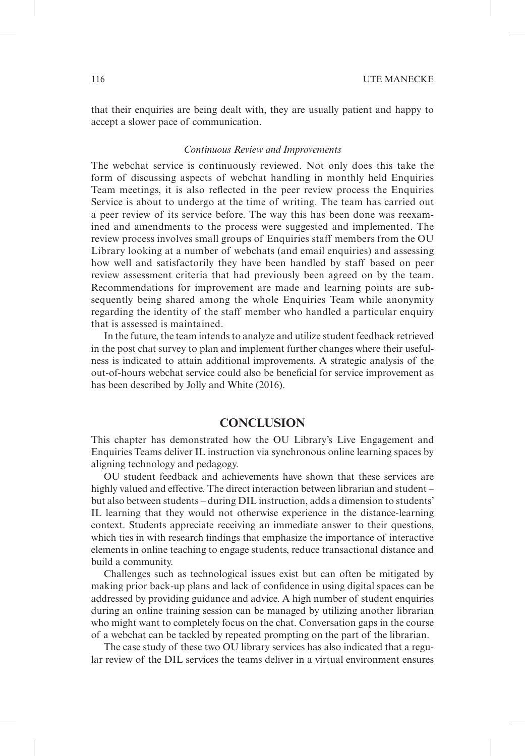that their enquiries are being dealt with, they are usually patient and happy to accept a slower pace of communication.

### *Continuous Review and Improvements*

The webchat service is continuously reviewed. Not only does this take the form of discussing aspects of webchat handling in monthly held Enquiries Team meetings, it is also reflected in the peer review process the Enquiries Service is about to undergo at the time of writing. The team has carried out a peer review of its service before. The way this has been done was reexamined and amendments to the process were suggested and implemented. The review process involves small groups of Enquiries staff members from the OU Library looking at a number of webchats (and email enquiries) and assessing how well and satisfactorily they have been handled by staff based on peer review assessment criteria that had previously been agreed on by the team. Recommendations for improvement are made and learning points are subsequently being shared among the whole Enquiries Team while anonymity regarding the identity of the staff member who handled a particular enquiry that is assessed is maintained.

In the future, the team intends to analyze and utilize student feedback retrieved in the post chat survey to plan and implement further changes where their usefulness is indicated to attain additional improvements. A strategic analysis of the out-of-hours webchat service could also be beneficial for service improvement as has been described by Jolly and White (2016).

## CONCLUSION

This chapter has demonstrated how the OU Library's Live Engagement and Enquiries Teams deliver IL instruction via synchronous online learning spaces by aligning technology and pedagogy.

OU student feedback and achievements have shown that these services are highly valued and effective. The direct interaction between librarian and student – but also between students – during DIL instruction, adds a dimension to students' IL learning that they would not otherwise experience in the distance-learning context. Students appreciate receiving an immediate answer to their questions, which ties in with research findings that emphasize the importance of interactive elements in online teaching to engage students, reduce transactional distance and build a community.

Challenges such as technological issues exist but can often be mitigated by making prior back-up plans and lack of confidence in using digital spaces can be addressed by providing guidance and advice. A high number of student enquiries during an online training session can be managed by utilizing another librarian who might want to completely focus on the chat. Conversation gaps in the course of a webchat can be tackled by repeated prompting on the part of the librarian.

The case study of these two OU library services has also indicated that a regular review of the DIL services the teams deliver in a virtual environment ensures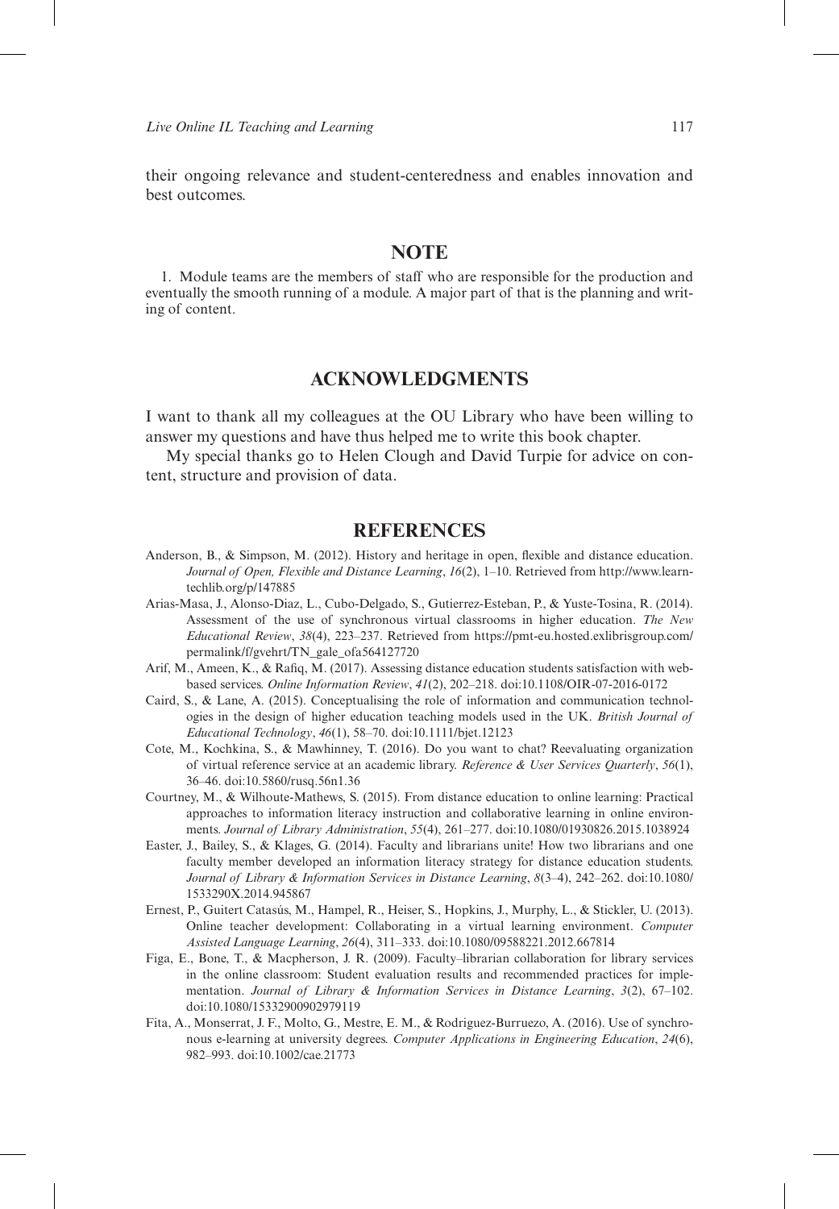their ongoing relevance and student-centeredness and enables innovation and best outcomes.

## NOTE

1. Module teams are the members of staff who are responsible for the production and eventually the smooth running of a module. A major part of that is the planning and writing of content.

## ACKNOWLEDGMENTS

I want to thank all my colleagues at the OU Library who have been willing to answer my questions and have thus helped me to write this book chapter.

My special thanks go to Helen Clough and David Turpie for advice on content, structure and provision of data.

## REFERENCES

Anderson, B., & Simpson, M. (2012). History and heritage in open, flexible and distance education. *Journal of Open, Flexible and Distance Learning*, *16*(2), 1–10. Retrieved from http://www.learntechlib.org/p/147885

Arias-Masa, J., Alonso-Diaz, L., Cubo-Delgado, S., Gutierrez-Esteban, P., & Yuste-Tosina, R. (2014). Assessment of the use of synchronous virtual classrooms in higher education. *The New Educational Review*, *38*(4), 223–237. Retrieved from https://pmt-eu.hosted.exlibrisgroup.com/permalink/f/gvehrt/TN_gale_ofa564127720

Arif, M., Ameen, K., & Rafiq, M. (2017). Assessing distance education students satisfaction with web-based services. *Online Information Review*, *41*(2), 202–218. doi:10.1108/OIR-07-2016-0172

Caird, S., & Lane, A. (2015). Conceptualising the role of information and communication technologies in the design of higher education teaching models used in the UK. *British Journal of Educational Technology*, *46*(1), 58–70. doi:10.1111/bjet.12123

Cote, M., Kochkina, S., & Mawhinney, T. (2016). Do you want to chat? Reevaluating organization of virtual reference service at an academic library. *Reference & User Services Quarterly*, *56*(1), 36–46. doi:10.5860/rusq.56n1.36

Courtney, M., & Wilhoute-Mathews, S. (2015). From distance education to online learning: Practical approaches to information literacy instruction and collaborative learning in online environments. *Journal of Library Administration*, *55*(4), 261–277. doi:10.1080/01930826.2015.1038924

Easter, J., Bailey, S., & Klages, G. (2014). Faculty and librarians unite! How two librarians and one faculty member developed an information literacy strategy for distance education students. *Journal of Library & Information Services in Distance Learning*, *8*(3–4), 242–262. doi:10.1080/1533290X.2014.945867

Ernest, P., Guitert Catasús, M., Hampel, R., Heiser, S., Hopkins, J., Murphy, L., & Stickler, U. (2013). Online teacher development: Collaborating in a virtual learning environment. *Computer Assisted Language Learning*, *26*(4), 311–333. doi:10.1080/09588221.2012.667814

Figa, E., Bone, T., & Macpherson, J. R. (2009). Faculty–librarian collaboration for library services in the online classroom: Student evaluation results and recommended practices for implementation. *Journal of Library & Information Services in Distance Learning*, *3*(2), 67–102. doi:10.1080/15332900902979119

Fita, A., Monserrat, J. F., Molto, G., Mestre, E. M., & Rodriguez-Burruezo, A. (2016). Use of synchronous e-learning at university degrees. *Computer Applications in Engineering Education*, *24*(6), 982–993. doi:10.1002/cae.21773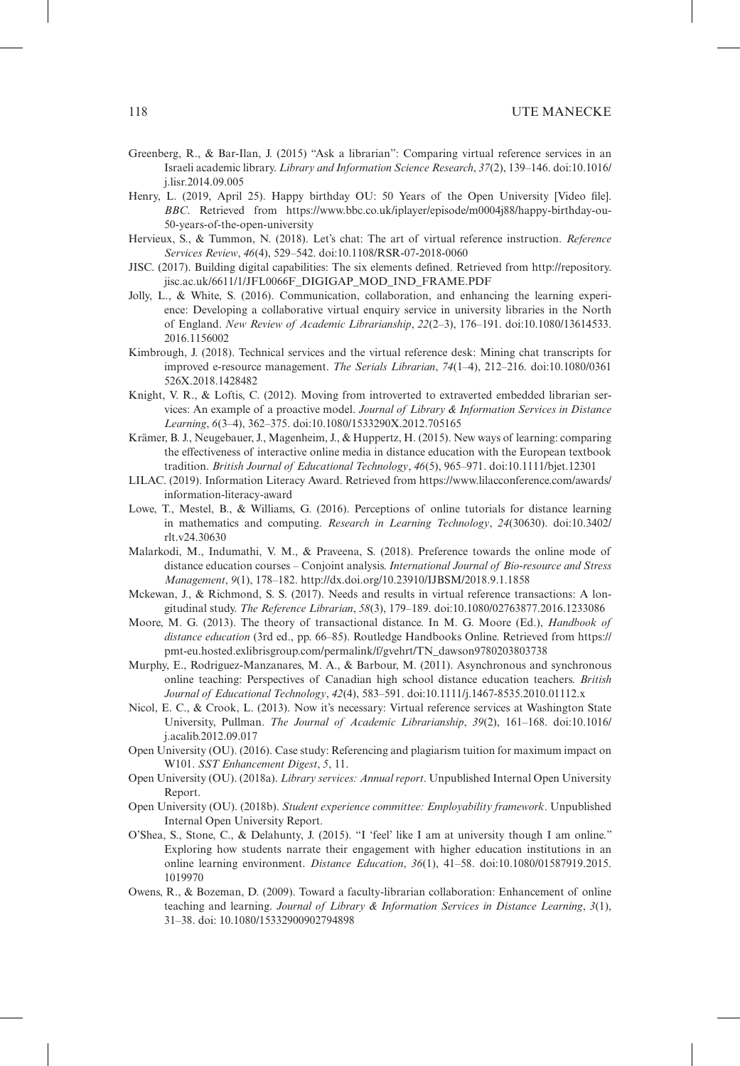Greenberg, R., & Bar-Ilan, J. (2015) "Ask a librarian": Comparing virtual reference services in an Israeli academic library. *Library and Information Science Research*, *37*(2), 139–146. doi:10.1016/j.lisr.2014.09.005

Henry, L. (2019, April 25). Happy birthday OU: 50 Years of the Open University [Video file]. *BBC*. Retrieved from https://www.bbc.co.uk/iplayer/episode/m0004j88/happy-birthday-ou-50-years-of-the-open-university

Hervieux, S., & Tummon, N. (2018). Let's chat: The art of virtual reference instruction. *Reference Services Review*, *46*(4), 529–542. doi:10.1108/RSR-07-2018-0060

JISC. (2017). Building digital capabilities: The six elements defined. Retrieved from http://repository.jisc.ac.uk/6611/1/JFL0066F_DIGIGAP_MOD_IND_FRAME.PDF

Jolly, L., & White, S. (2016). Communication, collaboration, and enhancing the learning experience: Developing a collaborative virtual enquiry service in university libraries in the North of England. *New Review of Academic Librarianship*, *22*(2–3), 176–191. doi:10.1080/13614533.2016.1156002

Kimbrough, J. (2018). Technical services and the virtual reference desk: Mining chat transcripts for improved e-resource management. *The Serials Librarian*, *74*(1–4), 212–216. doi:10.1080/0361526X.2018.1428482

Knight, V. R., & Loftis, C. (2012). Moving from introverted to extraverted embedded librarian services: An example of a proactive model. *Journal of Library & Information Services in Distance Learning*, *6*(3–4), 362–375. doi:10.1080/1533290X.2012.705165

Krämer, B. J., Neugebauer, J., Magenheim, J., & Huppertz, H. (2015). New ways of learning: comparing the effectiveness of interactive online media in distance education with the European textbook tradition. *British Journal of Educational Technology*, *46*(5), 965–971. doi:10.1111/bjet.12301

LILAC. (2019). Information Literacy Award. Retrieved from https://www.lilacconference.com/awards/information-literacy-award

Lowe, T., Mestel, B., & Williams, G. (2016). Perceptions of online tutorials for distance learning in mathematics and computing. *Research in Learning Technology*, *24*(30630). doi:10.3402/rlt.v24.30630

Malarkodi, M., Indumathi, V. M., & Praveena, S. (2018). Preference towards the online mode of distance education courses – Conjoint analysis. *International Journal of Bio-resource and Stress Management*, *9*(1), 178–182. http://dx.doi.org/10.23910/IJBSM/2018.9.1.1858

Mckewan, J., & Richmond, S. S. (2017). Needs and results in virtual reference transactions: A longitudinal study. *The Reference Librarian*, *58*(3), 179–189. doi:10.1080/02763877.2016.1233086

Moore, M. G. (2013). The theory of transactional distance. In M. G. Moore (Ed.), *Handbook of distance education* (3rd ed., pp. 66–85). Routledge Handbooks Online. Retrieved from https://pmt-eu.hosted.exlibrisgroup.com/permalink/f/gvehrt/TN_dawson9780203803738

Murphy, E., Rodriguez-Manzanares, M. A., & Barbour, M. (2011). Asynchronous and synchronous online teaching: Perspectives of Canadian high school distance education teachers. *British Journal of Educational Technology*, *42*(4), 583–591. doi:10.1111/j.1467-8535.2010.01112.x

Nicol, E. C., & Crook, L. (2013). Now it's necessary: Virtual reference services at Washington State University, Pullman. *The Journal of Academic Librarianship*, *39*(2), 161–168. doi:10.1016/j.acalib.2012.09.017

Open University (OU). (2016). Case study: Referencing and plagiarism tuition for maximum impact on W101. *SST Enhancement Digest*, *5*, 11.

Open University (OU). (2018a). *Library services: Annual report*. Unpublished Internal Open University Report.

Open University (OU). (2018b). *Student experience committee: Employability framework*. Unpublished Internal Open University Report.

O'Shea, S., Stone, C., & Delahunty, J. (2015). "I 'feel' like I am at university though I am online." Exploring how students narrate their engagement with higher education institutions in an online learning environment. *Distance Education*, *36*(1), 41–58. doi:10.1080/01587919.2015.1019970

Owens, R., & Bozeman, D. (2009). Toward a faculty-librarian collaboration: Enhancement of online teaching and learning. *Journal of Library & Information Services in Distance Learning*, *3*(1), 31–38. doi: 10.1080/15332900902794898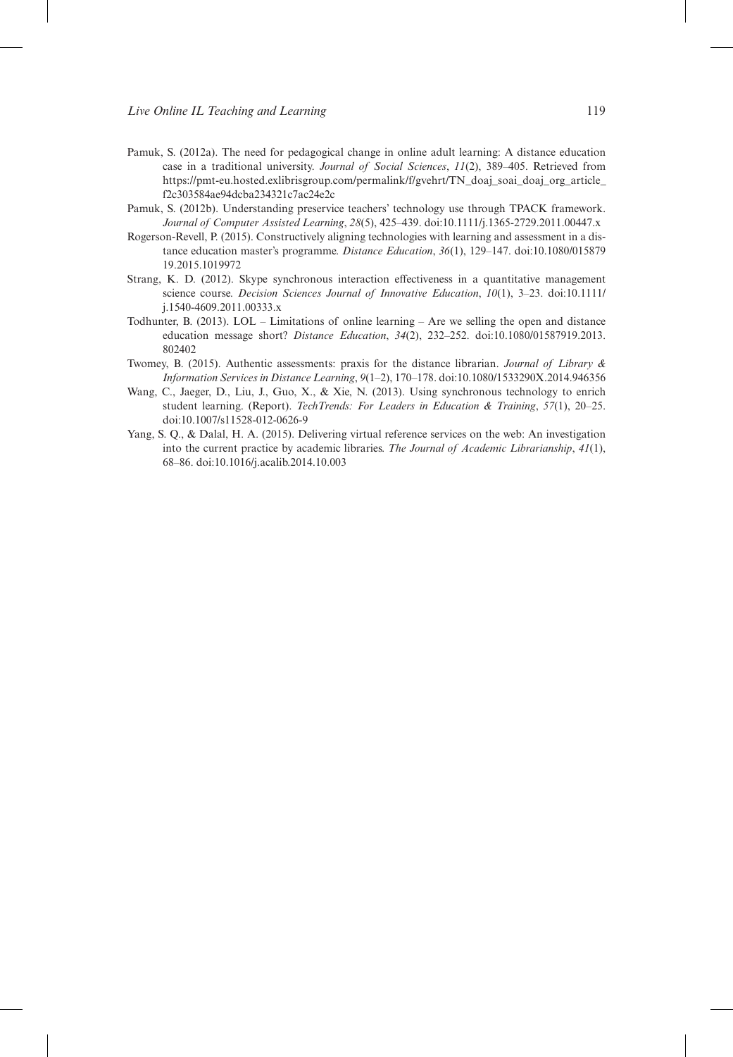Pamuk, S. (2012a). The need for pedagogical change in online adult learning: A distance education case in a traditional university. *Journal of Social Sciences*, *11*(2), 389–405. Retrieved from https://pmt-eu.hosted.exlibrisgroup.com/permalink/f/gvehrt/TN_doaj_soai_doaj_org_article_f2c303584ae94dcba234321c7ac24e2c

Pamuk, S. (2012b). Understanding preservice teachers' technology use through TPACK framework. *Journal of Computer Assisted Learning*, *28*(5), 425–439. doi:10.1111/j.1365-2729.2011.00447.x

Rogerson-Revell, P. (2015). Constructively aligning technologies with learning and assessment in a distance education master's programme. *Distance Education*, *36*(1), 129–147. doi:10.1080/01587919.2015.1019972

Strang, K. D. (2012). Skype synchronous interaction effectiveness in a quantitative management science course. *Decision Sciences Journal of Innovative Education*, *10*(1), 3–23. doi:10.1111/j.1540-4609.2011.00333.x

Todhunter, B. (2013). LOL – Limitations of online learning – Are we selling the open and distance education message short? *Distance Education*, *34*(2), 232–252. doi:10.1080/01587919.2013.802402

Twomey, B. (2015). Authentic assessments: praxis for the distance librarian. *Journal of Library & Information Services in Distance Learning*, *9*(1–2), 170–178. doi:10.1080/1533290X.2014.946356

Wang, C., Jaeger, D., Liu, J., Guo, X., & Xie, N. (2013). Using synchronous technology to enrich student learning. (Report). *TechTrends: For Leaders in Education & Training*, *57*(1), 20–25. doi:10.1007/s11528-012-0626-9

Yang, S. Q., & Dalal, H. A. (2015). Delivering virtual reference services on the web: An investigation into the current practice by academic libraries. *The Journal of Academic Librarianship*, *41*(1), 68–86. doi:10.1016/j.acalib.2014.10.003